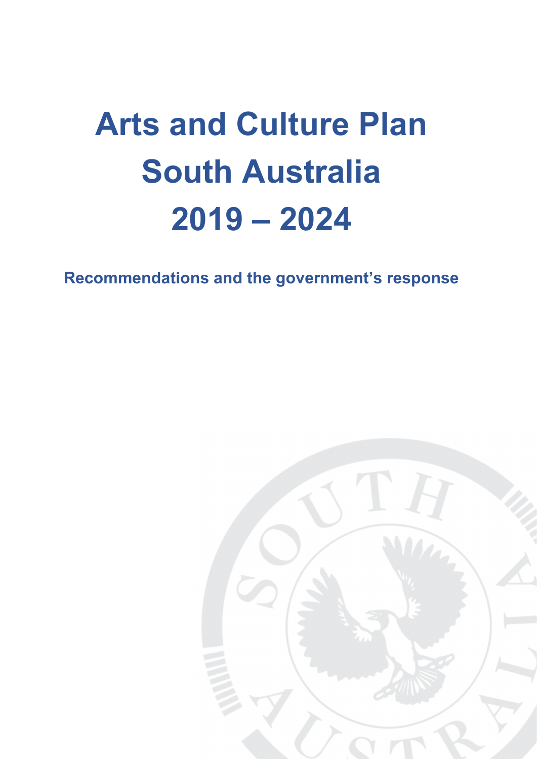# Arts and Culture Plan South Australia 2019 – 2024

**Recommendations and the government's response**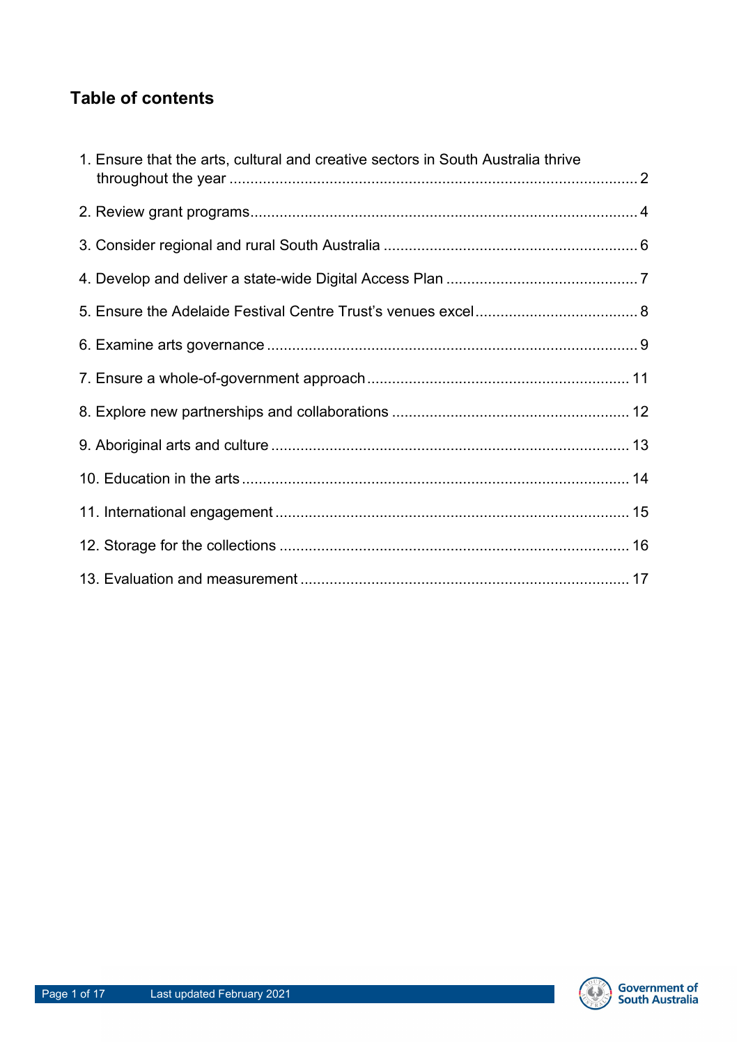## Table of contents

1. Ensure that the arts, cultural and creative sectors in South Australia thrive throughout the year ..... 2
2. Review grant programs ..... 4
3. Consider regional and rural South Australia ..... 6
4. Develop and deliver a state-wide Digital Access Plan ..... 7
5. Ensure the Adelaide Festival Centre Trust's venues excel ..... 8
6. Examine arts governance ..... 9
7. Ensure a whole-of-government approach ..... 11
8. Explore new partnerships and collaborations ..... 12
9. Aboriginal arts and culture ..... 13
10. Education in the arts ..... 14
11. International engagement ..... 15
12. Storage for the collections ..... 16
13. Evaluation and measurement ..... 17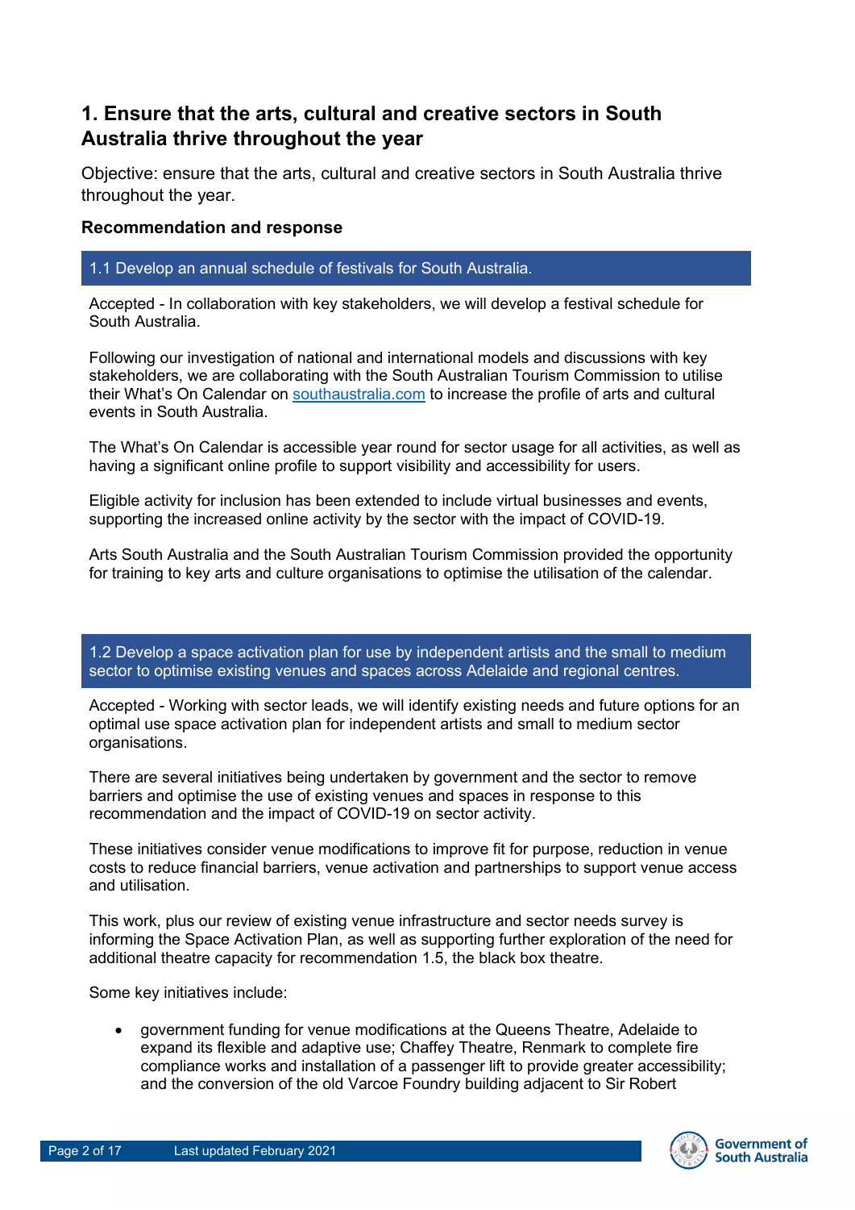## 1. Ensure that the arts, cultural and creative sectors in South Australia thrive throughout the year

Objective: ensure that the arts, cultural and creative sectors in South Australia thrive throughout the year.

### Recommendation and response

**1.1 Develop an annual schedule of festivals for South Australia.**

Accepted - In collaboration with key stakeholders, we will develop a festival schedule for South Australia.

Following our investigation of national and international models and discussions with key stakeholders, we are collaborating with the South Australian Tourism Commission to utilise their What's On Calendar on southaustralia.com to increase the profile of arts and cultural events in South Australia.

The What's On Calendar is accessible year round for sector usage for all activities, as well as having a significant online profile to support visibility and accessibility for users.

Eligible activity for inclusion has been extended to include virtual businesses and events, supporting the increased online activity by the sector with the impact of COVID-19.

Arts South Australia and the South Australian Tourism Commission provided the opportunity for training to key arts and culture organisations to optimise the utilisation of the calendar.

**1.2 Develop a space activation plan for use by independent artists and the small to medium sector to optimise existing venues and spaces across Adelaide and regional centres.**

Accepted - Working with sector leads, we will identify existing needs and future options for an optimal use space activation plan for independent artists and small to medium sector organisations.

There are several initiatives being undertaken by government and the sector to remove barriers and optimise the use of existing venues and spaces in response to this recommendation and the impact of COVID-19 on sector activity.

These initiatives consider venue modifications to improve fit for purpose, reduction in venue costs to reduce financial barriers, venue activation and partnerships to support venue access and utilisation.

This work, plus our review of existing venue infrastructure and sector needs survey is informing the Space Activation Plan, as well as supporting further exploration of the need for additional theatre capacity for recommendation 1.5, the black box theatre.

Some key initiatives include:

- government funding for venue modifications at the Queens Theatre, Adelaide to expand its flexible and adaptive use; Chaffey Theatre, Renmark to complete fire compliance works and installation of a passenger lift to provide greater accessibility; and the conversion of the old Varcoe Foundry building adjacent to Sir Robert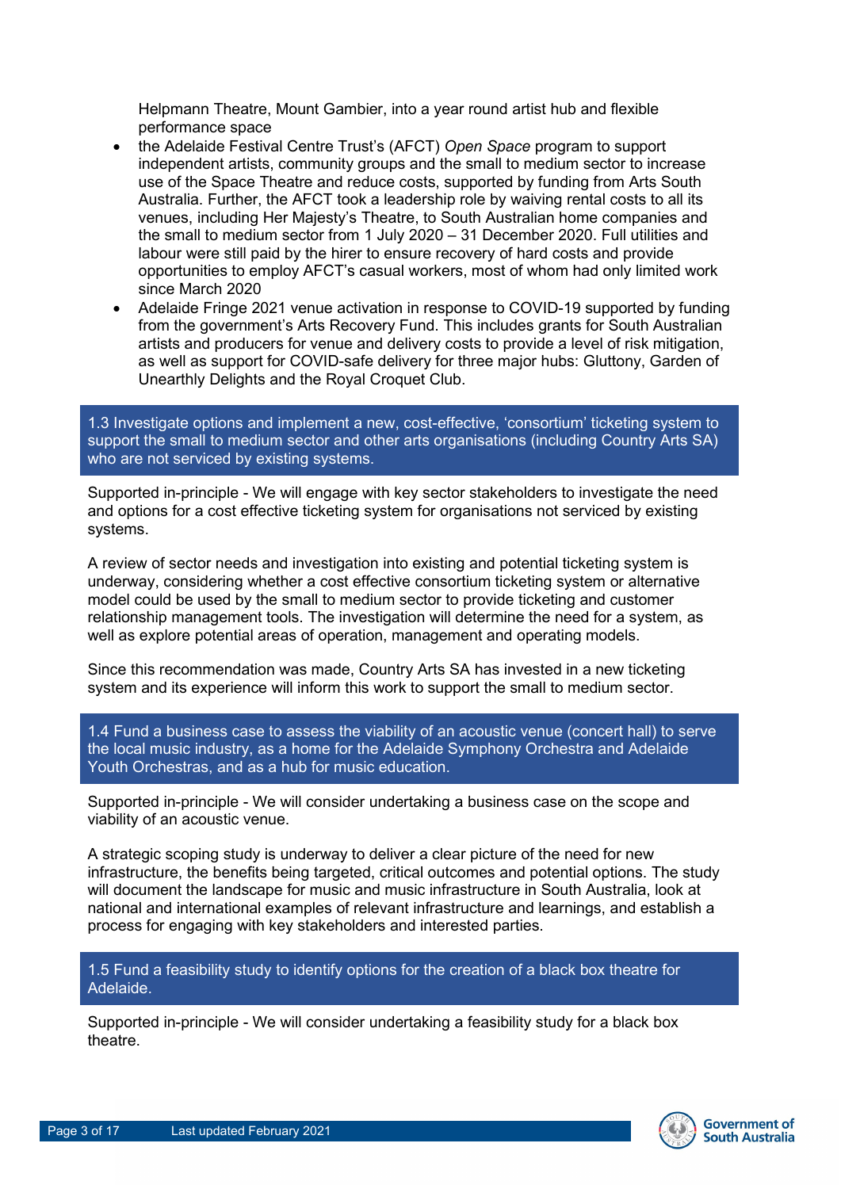Helpmann Theatre, Mount Gambier, into a year round artist hub and flexible performance space

- the Adelaide Festival Centre Trust's (AFCT) *Open Space* program to support independent artists, community groups and the small to medium sector to increase use of the Space Theatre and reduce costs, supported by funding from Arts South Australia. Further, the AFCT took a leadership role by waiving rental costs to all its venues, including Her Majesty's Theatre, to South Australian home companies and the small to medium sector from 1 July 2020 – 31 December 2020. Full utilities and labour were still paid by the hirer to ensure recovery of hard costs and provide opportunities to employ AFCT's casual workers, most of whom had only limited work since March 2020
- Adelaide Fringe 2021 venue activation in response to COVID-19 supported by funding from the government's Arts Recovery Fund. This includes grants for South Australian artists and producers for venue and delivery costs to provide a level of risk mitigation, as well as support for COVID-safe delivery for three major hubs: Gluttony, Garden of Unearthly Delights and the Royal Croquet Club.

### 1.3 Investigate options and implement a new, cost-effective, 'consortium' ticketing system to support the small to medium sector and other arts organisations (including Country Arts SA) who are not serviced by existing systems.

Supported in-principle - We will engage with key sector stakeholders to investigate the need and options for a cost effective ticketing system for organisations not serviced by existing systems.

A review of sector needs and investigation into existing and potential ticketing system is underway, considering whether a cost effective consortium ticketing system or alternative model could be used by the small to medium sector to provide ticketing and customer relationship management tools. The investigation will determine the need for a system, as well as explore potential areas of operation, management and operating models.

Since this recommendation was made, Country Arts SA has invested in a new ticketing system and its experience will inform this work to support the small to medium sector.

### 1.4 Fund a business case to assess the viability of an acoustic venue (concert hall) to serve the local music industry, as a home for the Adelaide Symphony Orchestra and Adelaide Youth Orchestras, and as a hub for music education.

Supported in-principle - We will consider undertaking a business case on the scope and viability of an acoustic venue.

A strategic scoping study is underway to deliver a clear picture of the need for new infrastructure, the benefits being targeted, critical outcomes and potential options. The study will document the landscape for music and music infrastructure in South Australia, look at national and international examples of relevant infrastructure and learnings, and establish a process for engaging with key stakeholders and interested parties.

### 1.5 Fund a feasibility study to identify options for the creation of a black box theatre for Adelaide.

Supported in-principle - We will consider undertaking a feasibility study for a black box theatre.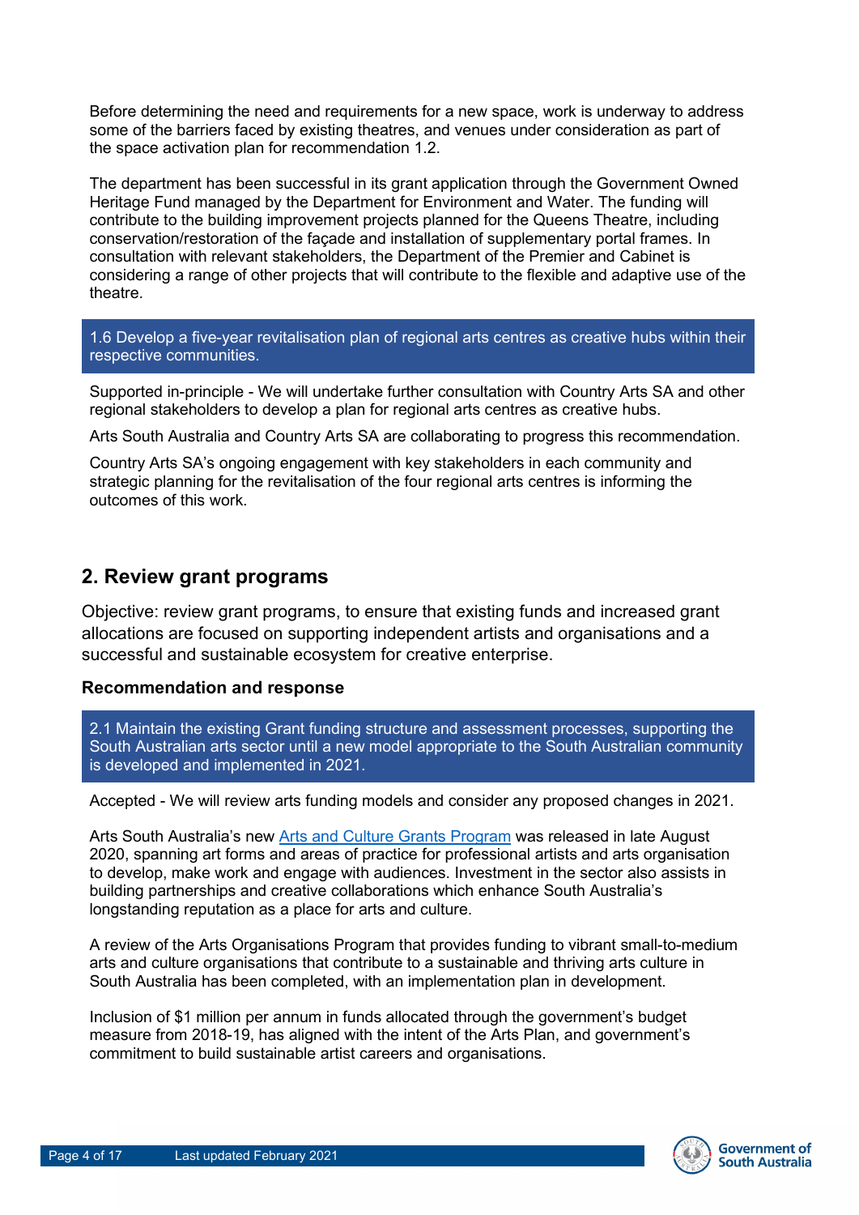Before determining the need and requirements for a new space, work is underway to address some of the barriers faced by existing theatres, and venues under consideration as part of the space activation plan for recommendation 1.2.

The department has been successful in its grant application through the Government Owned Heritage Fund managed by the Department for Environment and Water. The funding will contribute to the building improvement projects planned for the Queens Theatre, including conservation/restoration of the façade and installation of supplementary portal frames. In consultation with relevant stakeholders, the Department of the Premier and Cabinet is considering a range of other projects that will contribute to the flexible and adaptive use of the theatre.

1.6 Develop a five-year revitalisation plan of regional arts centres as creative hubs within their respective communities.

Supported in-principle - We will undertake further consultation with Country Arts SA and other regional stakeholders to develop a plan for regional arts centres as creative hubs.

Arts South Australia and Country Arts SA are collaborating to progress this recommendation.

Country Arts SA's ongoing engagement with key stakeholders in each community and strategic planning for the revitalisation of the four regional arts centres is informing the outcomes of this work.

## 2. Review grant programs

Objective: review grant programs, to ensure that existing funds and increased grant allocations are focused on supporting independent artists and organisations and a successful and sustainable ecosystem for creative enterprise.

### Recommendation and response

2.1 Maintain the existing Grant funding structure and assessment processes, supporting the South Australian arts sector until a new model appropriate to the South Australian community is developed and implemented in 2021.

Accepted - We will review arts funding models and consider any proposed changes in 2021.

Arts South Australia's new Arts and Culture Grants Program was released in late August 2020, spanning art forms and areas of practice for professional artists and arts organisation to develop, make work and engage with audiences. Investment in the sector also assists in building partnerships and creative collaborations which enhance South Australia's longstanding reputation as a place for arts and culture.

A review of the Arts Organisations Program that provides funding to vibrant small-to-medium arts and culture organisations that contribute to a sustainable and thriving arts culture in South Australia has been completed, with an implementation plan in development.

Inclusion of $1 million per annum in funds allocated through the government's budget measure from 2018-19, has aligned with the intent of the Arts Plan, and government's commitment to build sustainable artist careers and organisations.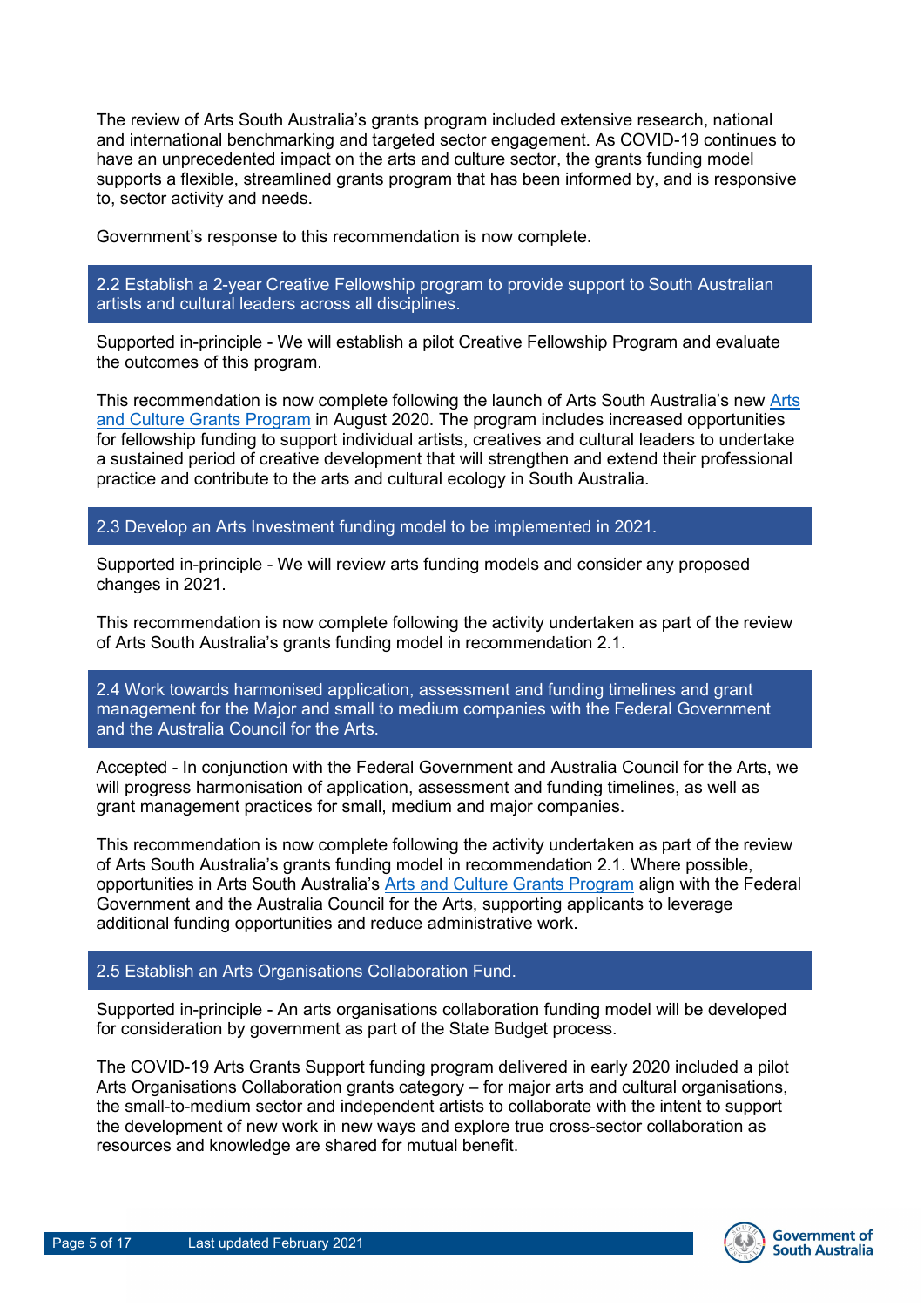The review of Arts South Australia's grants program included extensive research, national and international benchmarking and targeted sector engagement. As COVID-19 continues to have an unprecedented impact on the arts and culture sector, the grants funding model supports a flexible, streamlined grants program that has been informed by, and is responsive to, sector activity and needs.

Government's response to this recommendation is now complete.

### 2.2 Establish a 2-year Creative Fellowship program to provide support to South Australian artists and cultural leaders across all disciplines.

Supported in-principle - We will establish a pilot Creative Fellowship Program and evaluate the outcomes of this program.

This recommendation is now complete following the launch of Arts South Australia's new Arts and Culture Grants Program in August 2020. The program includes increased opportunities for fellowship funding to support individual artists, creatives and cultural leaders to undertake a sustained period of creative development that will strengthen and extend their professional practice and contribute to the arts and cultural ecology in South Australia.

### 2.3 Develop an Arts Investment funding model to be implemented in 2021.

Supported in-principle - We will review arts funding models and consider any proposed changes in 2021.

This recommendation is now complete following the activity undertaken as part of the review of Arts South Australia's grants funding model in recommendation 2.1.

### 2.4 Work towards harmonised application, assessment and funding timelines and grant management for the Major and small to medium companies with the Federal Government and the Australia Council for the Arts.

Accepted - In conjunction with the Federal Government and Australia Council for the Arts, we will progress harmonisation of application, assessment and funding timelines, as well as grant management practices for small, medium and major companies.

This recommendation is now complete following the activity undertaken as part of the review of Arts South Australia's grants funding model in recommendation 2.1. Where possible, opportunities in Arts South Australia's Arts and Culture Grants Program align with the Federal Government and the Australia Council for the Arts, supporting applicants to leverage additional funding opportunities and reduce administrative work.

### 2.5 Establish an Arts Organisations Collaboration Fund.

Supported in-principle - An arts organisations collaboration funding model will be developed for consideration by government as part of the State Budget process.

The COVID-19 Arts Grants Support funding program delivered in early 2020 included a pilot Arts Organisations Collaboration grants category – for major arts and cultural organisations, the small-to-medium sector and independent artists to collaborate with the intent to support the development of new work in new ways and explore true cross-sector collaboration as resources and knowledge are shared for mutual benefit.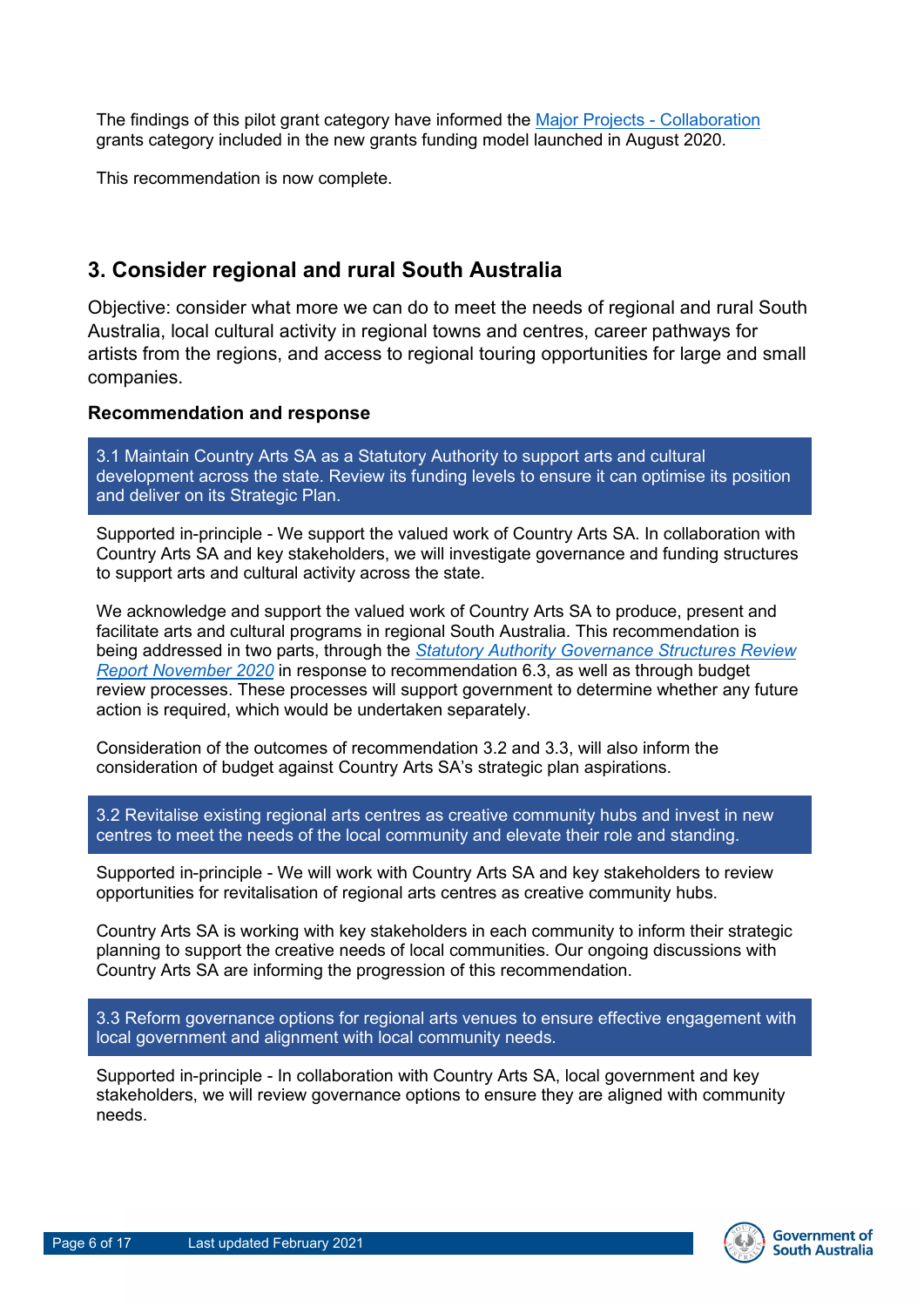The findings of this pilot grant category have informed the [Major Projects - Collaboration](#) grants category included in the new grants funding model launched in August 2020.

This recommendation is now complete.

## 3. Consider regional and rural South Australia

Objective: consider what more we can do to meet the needs of regional and rural South Australia, local cultural activity in regional towns and centres, career pathways for artists from the regions, and access to regional touring opportunities for large and small companies.

### Recommendation and response

> 3.1 Maintain Country Arts SA as a Statutory Authority to support arts and cultural development across the state. Review its funding levels to ensure it can optimise its position and deliver on its Strategic Plan.

Supported in-principle - We support the valued work of Country Arts SA. In collaboration with Country Arts SA and key stakeholders, we will investigate governance and funding structures to support arts and cultural activity across the state.

We acknowledge and support the valued work of Country Arts SA to produce, present and facilitate arts and cultural programs in regional South Australia. This recommendation is being addressed in two parts, through the *[Statutory Authority Governance Structures Review Report November 2020](#)* in response to recommendation 6.3, as well as through budget review processes. These processes will support government to determine whether any future action is required, which would be undertaken separately.

Consideration of the outcomes of recommendation 3.2 and 3.3, will also inform the consideration of budget against Country Arts SA's strategic plan aspirations.

> 3.2 Revitalise existing regional arts centres as creative community hubs and invest in new centres to meet the needs of the local community and elevate their role and standing.

Supported in-principle - We will work with Country Arts SA and key stakeholders to review opportunities for revitalisation of regional arts centres as creative community hubs.

Country Arts SA is working with key stakeholders in each community to inform their strategic planning to support the creative needs of local communities. Our ongoing discussions with Country Arts SA are informing the progression of this recommendation.

> 3.3 Reform governance options for regional arts venues to ensure effective engagement with local government and alignment with local community needs.

Supported in-principle - In collaboration with Country Arts SA, local government and key stakeholders, we will review governance options to ensure they are aligned with community needs.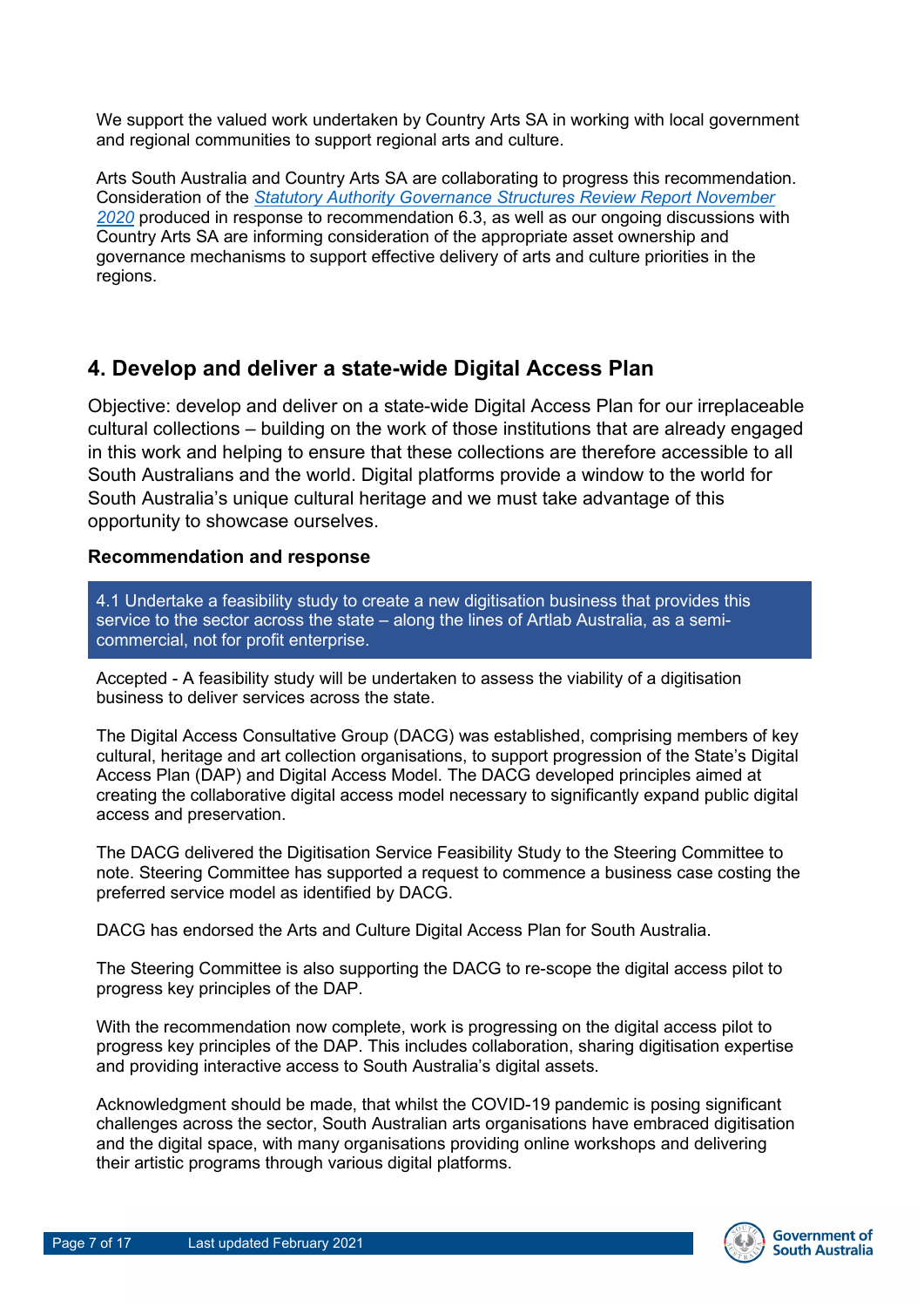We support the valued work undertaken by Country Arts SA in working with local government and regional communities to support regional arts and culture.

Arts South Australia and Country Arts SA are collaborating to progress this recommendation. Consideration of the *Statutory Authority Governance Structures Review Report November 2020* produced in response to recommendation 6.3, as well as our ongoing discussions with Country Arts SA are informing consideration of the appropriate asset ownership and governance mechanisms to support effective delivery of arts and culture priorities in the regions.

## 4. Develop and deliver a state-wide Digital Access Plan

Objective: develop and deliver on a state-wide Digital Access Plan for our irreplaceable cultural collections – building on the work of those institutions that are already engaged in this work and helping to ensure that these collections are therefore accessible to all South Australians and the world. Digital platforms provide a window to the world for South Australia's unique cultural heritage and we must take advantage of this opportunity to showcase ourselves.

### Recommendation and response

4.1 Undertake a feasibility study to create a new digitisation business that provides this service to the sector across the state – along the lines of Artlab Australia, as a semi-commercial, not for profit enterprise.

Accepted - A feasibility study will be undertaken to assess the viability of a digitisation business to deliver services across the state.

The Digital Access Consultative Group (DACG) was established, comprising members of key cultural, heritage and art collection organisations, to support progression of the State's Digital Access Plan (DAP) and Digital Access Model. The DACG developed principles aimed at creating the collaborative digital access model necessary to significantly expand public digital access and preservation.

The DACG delivered the Digitisation Service Feasibility Study to the Steering Committee to note. Steering Committee has supported a request to commence a business case costing the preferred service model as identified by DACG.

DACG has endorsed the Arts and Culture Digital Access Plan for South Australia.

The Steering Committee is also supporting the DACG to re-scope the digital access pilot to progress key principles of the DAP.

With the recommendation now complete, work is progressing on the digital access pilot to progress key principles of the DAP. This includes collaboration, sharing digitisation expertise and providing interactive access to South Australia's digital assets.

Acknowledgment should be made, that whilst the COVID-19 pandemic is posing significant challenges across the sector, South Australian arts organisations have embraced digitisation and the digital space, with many organisations providing online workshops and delivering their artistic programs through various digital platforms.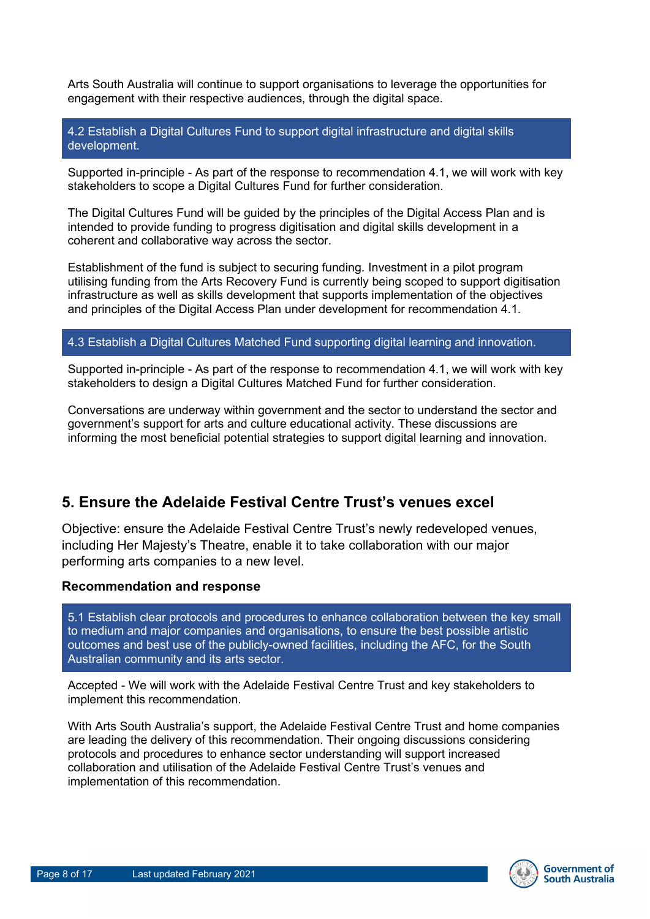Arts South Australia will continue to support organisations to leverage the opportunities for engagement with their respective audiences, through the digital space.

**4.2 Establish a Digital Cultures Fund to support digital infrastructure and digital skills development.**

Supported in-principle - As part of the response to recommendation 4.1, we will work with key stakeholders to scope a Digital Cultures Fund for further consideration.

The Digital Cultures Fund will be guided by the principles of the Digital Access Plan and is intended to provide funding to progress digitisation and digital skills development in a coherent and collaborative way across the sector.

Establishment of the fund is subject to securing funding. Investment in a pilot program utilising funding from the Arts Recovery Fund is currently being scoped to support digitisation infrastructure as well as skills development that supports implementation of the objectives and principles of the Digital Access Plan under development for recommendation 4.1.

**4.3 Establish a Digital Cultures Matched Fund supporting digital learning and innovation.**

Supported in-principle - As part of the response to recommendation 4.1, we will work with key stakeholders to design a Digital Cultures Matched Fund for further consideration.

Conversations are underway within government and the sector to understand the sector and government's support for arts and culture educational activity. These discussions are informing the most beneficial potential strategies to support digital learning and innovation.

## 5. Ensure the Adelaide Festival Centre Trust's venues excel

Objective: ensure the Adelaide Festival Centre Trust's newly redeveloped venues, including Her Majesty's Theatre, enable it to take collaboration with our major performing arts companies to a new level.

### Recommendation and response

**5.1 Establish clear protocols and procedures to enhance collaboration between the key small to medium and major companies and organisations, to ensure the best possible artistic outcomes and best use of the publicly-owned facilities, including the AFC, for the South Australian community and its arts sector.**

Accepted - We will work with the Adelaide Festival Centre Trust and key stakeholders to implement this recommendation.

With Arts South Australia's support, the Adelaide Festival Centre Trust and home companies are leading the delivery of this recommendation. Their ongoing discussions considering protocols and procedures to enhance sector understanding will support increased collaboration and utilisation of the Adelaide Festival Centre Trust's venues and implementation of this recommendation.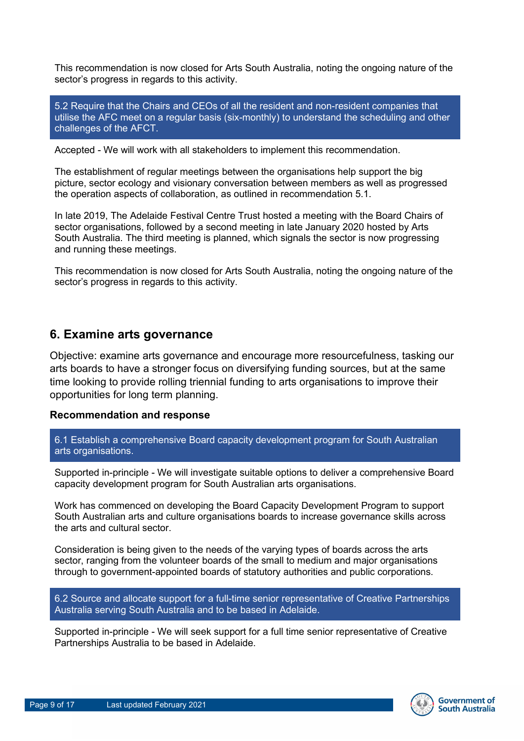This recommendation is now closed for Arts South Australia, noting the ongoing nature of the sector's progress in regards to this activity.

**5.2 Require that the Chairs and CEOs of all the resident and non-resident companies that utilise the AFC meet on a regular basis (six-monthly) to understand the scheduling and other challenges of the AFCT.**

Accepted - We will work with all stakeholders to implement this recommendation.

The establishment of regular meetings between the organisations help support the big picture, sector ecology and visionary conversation between members as well as progressed the operation aspects of collaboration, as outlined in recommendation 5.1.

In late 2019, The Adelaide Festival Centre Trust hosted a meeting with the Board Chairs of sector organisations, followed by a second meeting in late January 2020 hosted by Arts South Australia. The third meeting is planned, which signals the sector is now progressing and running these meetings.

This recommendation is now closed for Arts South Australia, noting the ongoing nature of the sector's progress in regards to this activity.

## 6. Examine arts governance

Objective: examine arts governance and encourage more resourcefulness, tasking our arts boards to have a stronger focus on diversifying funding sources, but at the same time looking to provide rolling triennial funding to arts organisations to improve their opportunities for long term planning.

### Recommendation and response

**6.1 Establish a comprehensive Board capacity development program for South Australian arts organisations.**

Supported in-principle - We will investigate suitable options to deliver a comprehensive Board capacity development program for South Australian arts organisations.

Work has commenced on developing the Board Capacity Development Program to support South Australian arts and culture organisations boards to increase governance skills across the arts and cultural sector.

Consideration is being given to the needs of the varying types of boards across the arts sector, ranging from the volunteer boards of the small to medium and major organisations through to government-appointed boards of statutory authorities and public corporations.

**6.2 Source and allocate support for a full-time senior representative of Creative Partnerships Australia serving South Australia and to be based in Adelaide.**

Supported in-principle - We will seek support for a full time senior representative of Creative Partnerships Australia to be based in Adelaide.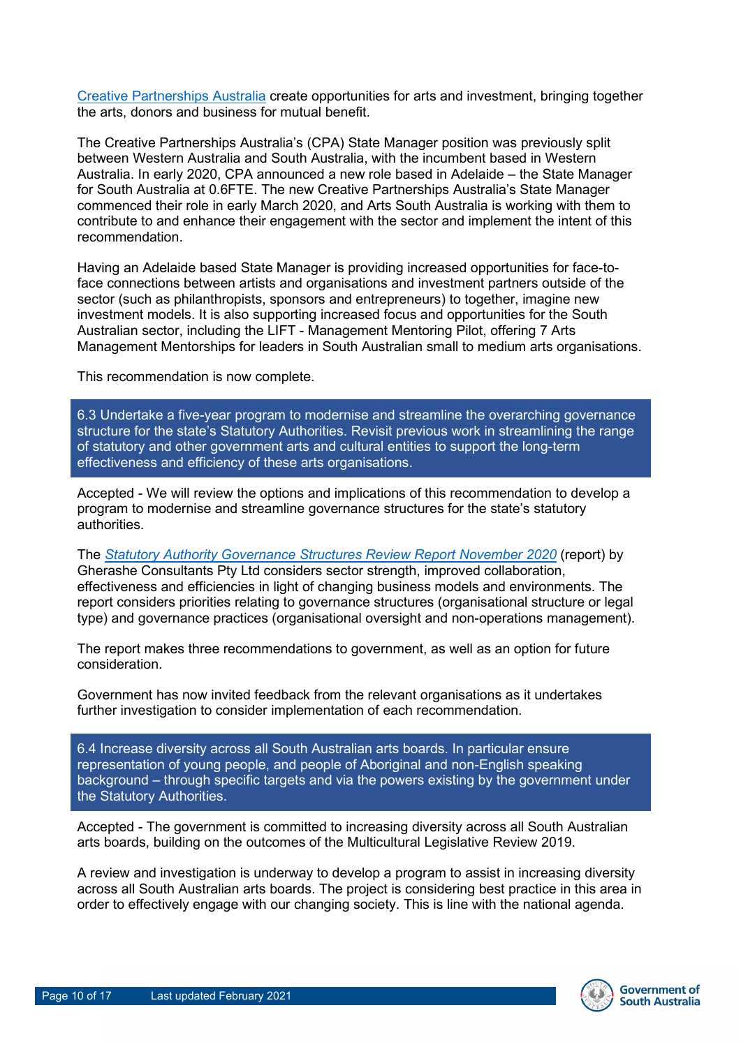Creative Partnerships Australia create opportunities for arts and investment, bringing together the arts, donors and business for mutual benefit.

The Creative Partnerships Australia's (CPA) State Manager position was previously split between Western Australia and South Australia, with the incumbent based in Western Australia. In early 2020, CPA announced a new role based in Adelaide – the State Manager for South Australia at 0.6FTE. The new Creative Partnerships Australia's State Manager commenced their role in early March 2020, and Arts South Australia is working with them to contribute to and enhance their engagement with the sector and implement the intent of this recommendation.

Having an Adelaide based State Manager is providing increased opportunities for face-to-face connections between artists and organisations and investment partners outside of the sector (such as philanthropists, sponsors and entrepreneurs) to together, imagine new investment models. It is also supporting increased focus and opportunities for the South Australian sector, including the LIFT - Management Mentoring Pilot, offering 7 Arts Management Mentorships for leaders in South Australian small to medium arts organisations.

This recommendation is now complete.

6.3 Undertake a five-year program to modernise and streamline the overarching governance structure for the state's Statutory Authorities. Revisit previous work in streamlining the range of statutory and other government arts and cultural entities to support the long-term effectiveness and efficiency of these arts organisations.

Accepted - We will review the options and implications of this recommendation to develop a program to modernise and streamline governance structures for the state's statutory authorities.

The *Statutory Authority Governance Structures Review Report November 2020* (report) by Gherashe Consultants Pty Ltd considers sector strength, improved collaboration, effectiveness and efficiencies in light of changing business models and environments. The report considers priorities relating to governance structures (organisational structure or legal type) and governance practices (organisational oversight and non-operations management).

The report makes three recommendations to government, as well as an option for future consideration.

Government has now invited feedback from the relevant organisations as it undertakes further investigation to consider implementation of each recommendation.

6.4 Increase diversity across all South Australian arts boards. In particular ensure representation of young people, and people of Aboriginal and non-English speaking background – through specific targets and via the powers existing by the government under the Statutory Authorities.

Accepted - The government is committed to increasing diversity across all South Australian arts boards, building on the outcomes of the Multicultural Legislative Review 2019.

A review and investigation is underway to develop a program to assist in increasing diversity across all South Australian arts boards. The project is considering best practice in this area in order to effectively engage with our changing society. This is line with the national agenda.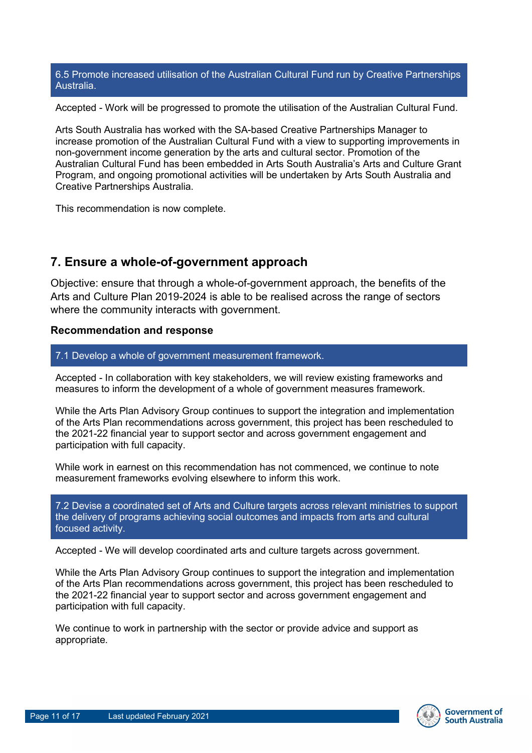**6.5 Promote increased utilisation of the Australian Cultural Fund run by Creative Partnerships Australia.**

Accepted - Work will be progressed to promote the utilisation of the Australian Cultural Fund.

Arts South Australia has worked with the SA-based Creative Partnerships Manager to increase promotion of the Australian Cultural Fund with a view to supporting improvements in non-government income generation by the arts and cultural sector. Promotion of the Australian Cultural Fund has been embedded in Arts South Australia's Arts and Culture Grant Program, and ongoing promotional activities will be undertaken by Arts South Australia and Creative Partnerships Australia.

This recommendation is now complete.

## 7. Ensure a whole-of-government approach

Objective: ensure that through a whole-of-government approach, the benefits of the Arts and Culture Plan 2019-2024 is able to be realised across the range of sectors where the community interacts with government.

### Recommendation and response

**7.1 Develop a whole of government measurement framework.**

Accepted - In collaboration with key stakeholders, we will review existing frameworks and measures to inform the development of a whole of government measures framework.

While the Arts Plan Advisory Group continues to support the integration and implementation of the Arts Plan recommendations across government, this project has been rescheduled to the 2021-22 financial year to support sector and across government engagement and participation with full capacity.

While work in earnest on this recommendation has not commenced, we continue to note measurement frameworks evolving elsewhere to inform this work.

**7.2 Devise a coordinated set of Arts and Culture targets across relevant ministries to support the delivery of programs achieving social outcomes and impacts from arts and cultural focused activity.**

Accepted - We will develop coordinated arts and culture targets across government.

While the Arts Plan Advisory Group continues to support the integration and implementation of the Arts Plan recommendations across government, this project has been rescheduled to the 2021-22 financial year to support sector and across government engagement and participation with full capacity.

We continue to work in partnership with the sector or provide advice and support as appropriate.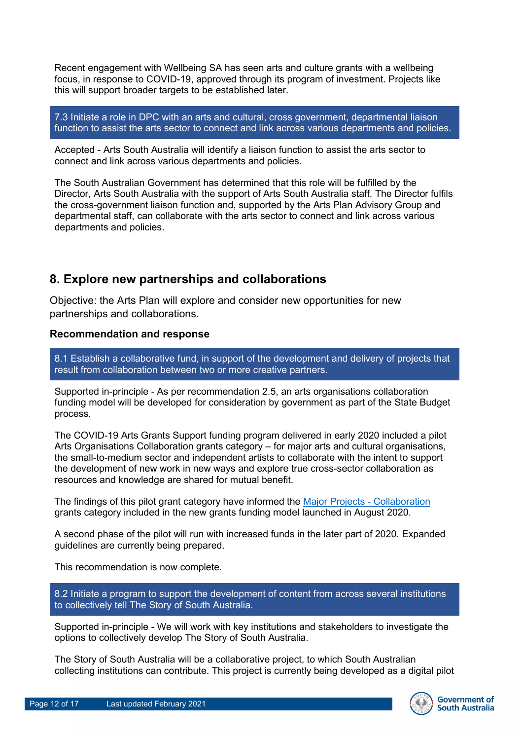Recent engagement with Wellbeing SA has seen arts and culture grants with a wellbeing focus, in response to COVID-19, approved through its program of investment. Projects like this will support broader targets to be established later.

**7.3 Initiate a role in DPC with an arts and cultural, cross government, departmental liaison function to assist the arts sector to connect and link across various departments and policies.**

Accepted - Arts South Australia will identify a liaison function to assist the arts sector to connect and link across various departments and policies.

The South Australian Government has determined that this role will be fulfilled by the Director, Arts South Australia with the support of Arts South Australia staff. The Director fulfils the cross-government liaison function and, supported by the Arts Plan Advisory Group and departmental staff, can collaborate with the arts sector to connect and link across various departments and policies.

## 8. Explore new partnerships and collaborations

Objective: the Arts Plan will explore and consider new opportunities for new partnerships and collaborations.

### Recommendation and response

**8.1 Establish a collaborative fund, in support of the development and delivery of projects that result from collaboration between two or more creative partners.**

Supported in-principle - As per recommendation 2.5, an arts organisations collaboration funding model will be developed for consideration by government as part of the State Budget process.

The COVID-19 Arts Grants Support funding program delivered in early 2020 included a pilot Arts Organisations Collaboration grants category – for major arts and cultural organisations, the small-to-medium sector and independent artists to collaborate with the intent to support the development of new work in new ways and explore true cross-sector collaboration as resources and knowledge are shared for mutual benefit.

The findings of this pilot grant category have informed the Major Projects - Collaboration grants category included in the new grants funding model launched in August 2020.

A second phase of the pilot will run with increased funds in the later part of 2020. Expanded guidelines are currently being prepared.

This recommendation is now complete.

**8.2 Initiate a program to support the development of content from across several institutions to collectively tell The Story of South Australia.**

Supported in-principle - We will work with key institutions and stakeholders to investigate the options to collectively develop The Story of South Australia.

The Story of South Australia will be a collaborative project, to which South Australian collecting institutions can contribute. This project is currently being developed as a digital pilot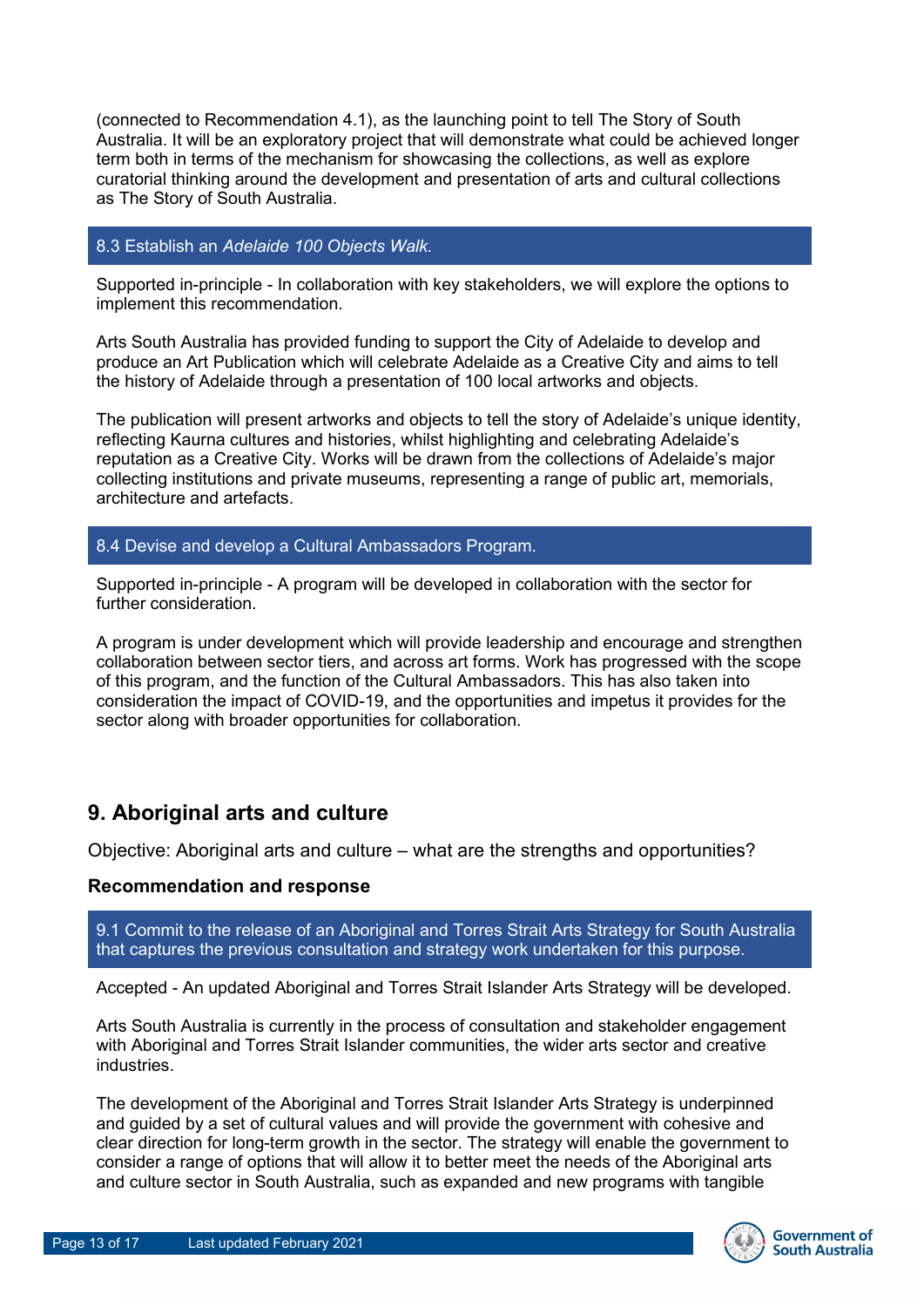(connected to Recommendation 4.1), as the launching point to tell The Story of South Australia. It will be an exploratory project that will demonstrate what could be achieved longer term both in terms of the mechanism for showcasing the collections, as well as explore curatorial thinking around the development and presentation of arts and cultural collections as The Story of South Australia.

**8.3 Establish an *Adelaide 100 Objects Walk.***

Supported in-principle - In collaboration with key stakeholders, we will explore the options to implement this recommendation.

Arts South Australia has provided funding to support the City of Adelaide to develop and produce an Art Publication which will celebrate Adelaide as a Creative City and aims to tell the history of Adelaide through a presentation of 100 local artworks and objects.

The publication will present artworks and objects to tell the story of Adelaide's unique identity, reflecting Kaurna cultures and histories, whilst highlighting and celebrating Adelaide's reputation as a Creative City. Works will be drawn from the collections of Adelaide's major collecting institutions and private museums, representing a range of public art, memorials, architecture and artefacts.

**8.4 Devise and develop a Cultural Ambassadors Program.**

Supported in-principle - A program will be developed in collaboration with the sector for further consideration.

A program is under development which will provide leadership and encourage and strengthen collaboration between sector tiers, and across art forms. Work has progressed with the scope of this program, and the function of the Cultural Ambassadors. This has also taken into consideration the impact of COVID-19, and the opportunities and impetus it provides for the sector along with broader opportunities for collaboration.

## 9. Aboriginal arts and culture

Objective: Aboriginal arts and culture – what are the strengths and opportunities?

**Recommendation and response**

**9.1 Commit to the release of an Aboriginal and Torres Strait Arts Strategy for South Australia that captures the previous consultation and strategy work undertaken for this purpose.**

Accepted - An updated Aboriginal and Torres Strait Islander Arts Strategy will be developed.

Arts South Australia is currently in the process of consultation and stakeholder engagement with Aboriginal and Torres Strait Islander communities, the wider arts sector and creative industries.

The development of the Aboriginal and Torres Strait Islander Arts Strategy is underpinned and guided by a set of cultural values and will provide the government with cohesive and clear direction for long-term growth in the sector. The strategy will enable the government to consider a range of options that will allow it to better meet the needs of the Aboriginal arts and culture sector in South Australia, such as expanded and new programs with tangible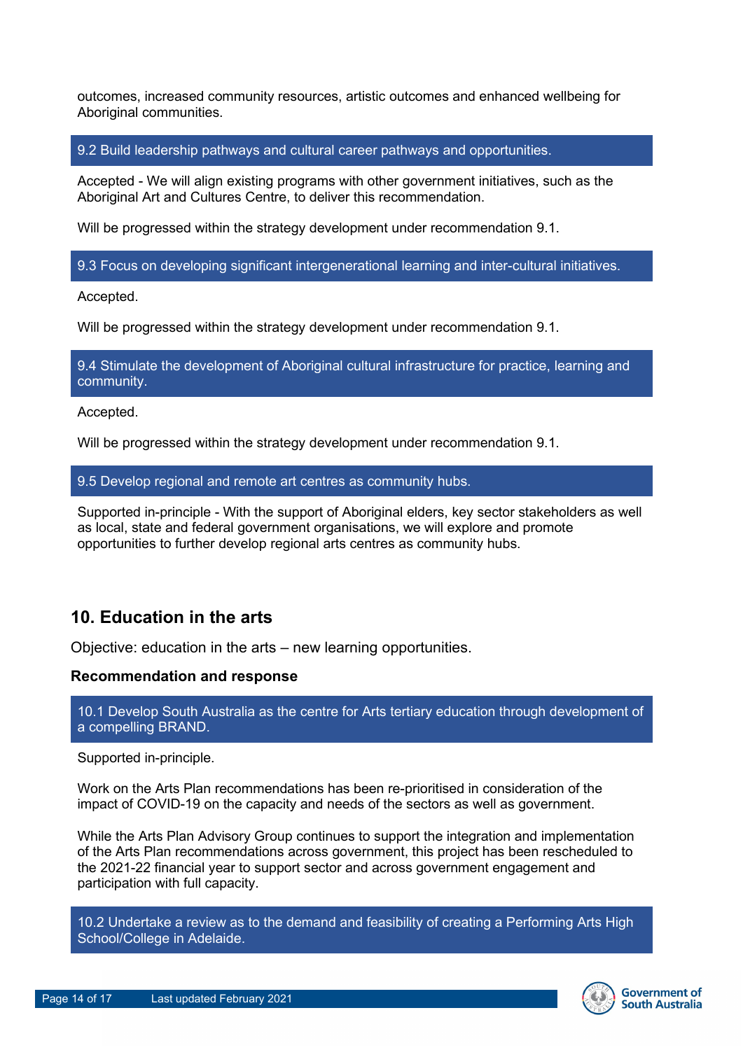outcomes, increased community resources, artistic outcomes and enhanced wellbeing for Aboriginal communities.

**9.2 Build leadership pathways and cultural career pathways and opportunities.**

Accepted - We will align existing programs with other government initiatives, such as the Aboriginal Art and Cultures Centre, to deliver this recommendation.

Will be progressed within the strategy development under recommendation 9.1.

**9.3 Focus on developing significant intergenerational learning and inter-cultural initiatives.**

Accepted.

Will be progressed within the strategy development under recommendation 9.1.

**9.4 Stimulate the development of Aboriginal cultural infrastructure for practice, learning and community.**

Accepted.

Will be progressed within the strategy development under recommendation 9.1.

**9.5 Develop regional and remote art centres as community hubs.**

Supported in-principle - With the support of Aboriginal elders, key sector stakeholders as well as local, state and federal government organisations, we will explore and promote opportunities to further develop regional arts centres as community hubs.

## 10. Education in the arts

Objective: education in the arts – new learning opportunities.

### Recommendation and response

**10.1 Develop South Australia as the centre for Arts tertiary education through development of a compelling BRAND.**

Supported in-principle.

Work on the Arts Plan recommendations has been re-prioritised in consideration of the impact of COVID-19 on the capacity and needs of the sectors as well as government.

While the Arts Plan Advisory Group continues to support the integration and implementation of the Arts Plan recommendations across government, this project has been rescheduled to the 2021-22 financial year to support sector and across government engagement and participation with full capacity.

**10.2 Undertake a review as to the demand and feasibility of creating a Performing Arts High School/College in Adelaide.**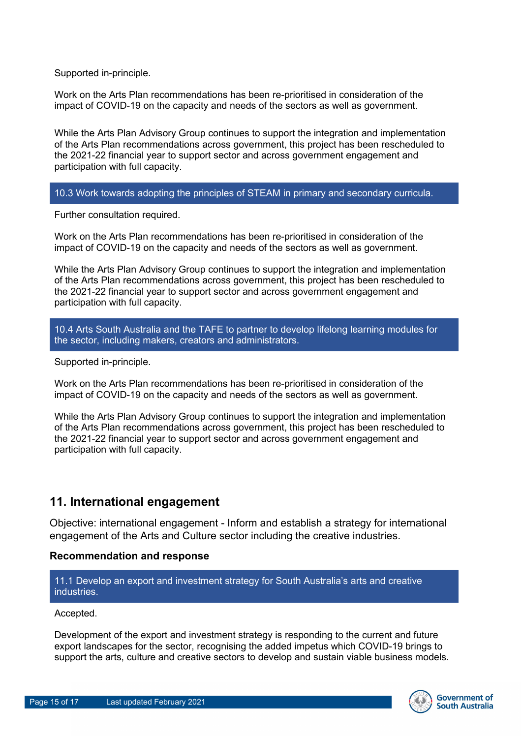Supported in-principle.

Work on the Arts Plan recommendations has been re-prioritised in consideration of the impact of COVID-19 on the capacity and needs of the sectors as well as government.

While the Arts Plan Advisory Group continues to support the integration and implementation of the Arts Plan recommendations across government, this project has been rescheduled to the 2021-22 financial year to support sector and across government engagement and participation with full capacity.

**10.3 Work towards adopting the principles of STEAM in primary and secondary curricula.**

Further consultation required.

Work on the Arts Plan recommendations has been re-prioritised in consideration of the impact of COVID-19 on the capacity and needs of the sectors as well as government.

While the Arts Plan Advisory Group continues to support the integration and implementation of the Arts Plan recommendations across government, this project has been rescheduled to the 2021-22 financial year to support sector and across government engagement and participation with full capacity.

**10.4 Arts South Australia and the TAFE to partner to develop lifelong learning modules for the sector, including makers, creators and administrators.**

Supported in-principle.

Work on the Arts Plan recommendations has been re-prioritised in consideration of the impact of COVID-19 on the capacity and needs of the sectors as well as government.

While the Arts Plan Advisory Group continues to support the integration and implementation of the Arts Plan recommendations across government, this project has been rescheduled to the 2021-22 financial year to support sector and across government engagement and participation with full capacity.

## 11. International engagement

Objective: international engagement - Inform and establish a strategy for international engagement of the Arts and Culture sector including the creative industries.

### Recommendation and response

**11.1 Develop an export and investment strategy for South Australia's arts and creative industries.**

Accepted.

Development of the export and investment strategy is responding to the current and future export landscapes for the sector, recognising the added impetus which COVID-19 brings to support the arts, culture and creative sectors to develop and sustain viable business models.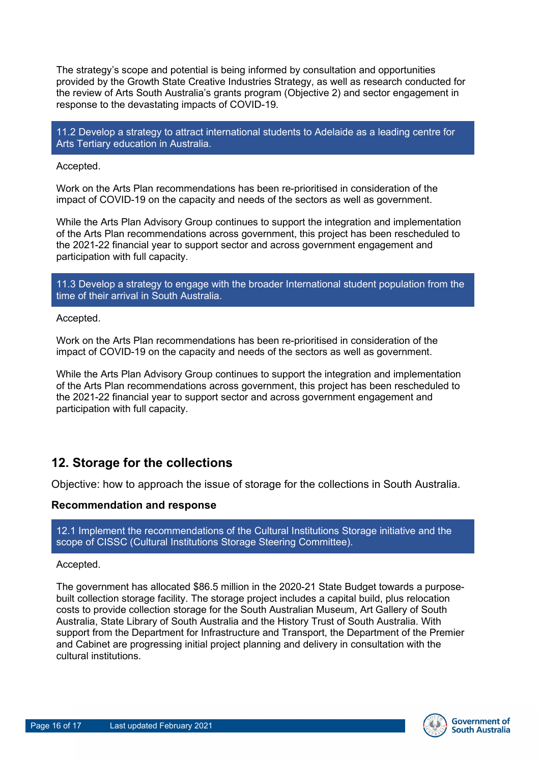The strategy's scope and potential is being informed by consultation and opportunities provided by the Growth State Creative Industries Strategy, as well as research conducted for the review of Arts South Australia's grants program (Objective 2) and sector engagement in response to the devastating impacts of COVID-19.

**11.2 Develop a strategy to attract international students to Adelaide as a leading centre for Arts Tertiary education in Australia.**

Accepted.

Work on the Arts Plan recommendations has been re-prioritised in consideration of the impact of COVID-19 on the capacity and needs of the sectors as well as government.

While the Arts Plan Advisory Group continues to support the integration and implementation of the Arts Plan recommendations across government, this project has been rescheduled to the 2021-22 financial year to support sector and across government engagement and participation with full capacity.

**11.3 Develop a strategy to engage with the broader International student population from the time of their arrival in South Australia.**

Accepted.

Work on the Arts Plan recommendations has been re-prioritised in consideration of the impact of COVID-19 on the capacity and needs of the sectors as well as government.

While the Arts Plan Advisory Group continues to support the integration and implementation of the Arts Plan recommendations across government, this project has been rescheduled to the 2021-22 financial year to support sector and across government engagement and participation with full capacity.

## 12. Storage for the collections

Objective: how to approach the issue of storage for the collections in South Australia.

### Recommendation and response

**12.1 Implement the recommendations of the Cultural Institutions Storage initiative and the scope of CISSC (Cultural Institutions Storage Steering Committee).**

Accepted.

The government has allocated $86.5 million in the 2020-21 State Budget towards a purpose-built collection storage facility. The storage project includes a capital build, plus relocation costs to provide collection storage for the South Australian Museum, Art Gallery of South Australia, State Library of South Australia and the History Trust of South Australia. With support from the Department for Infrastructure and Transport, the Department of the Premier and Cabinet are progressing initial project planning and delivery in consultation with the cultural institutions.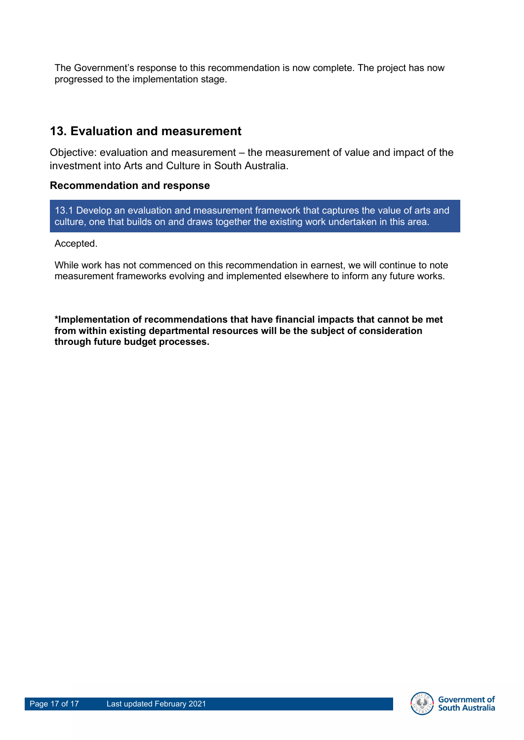The Government's response to this recommendation is now complete. The project has now progressed to the implementation stage.

## 13. Evaluation and measurement

Objective: evaluation and measurement – the measurement of value and impact of the investment into Arts and Culture in South Australia.

### Recommendation and response

13.1 Develop an evaluation and measurement framework that captures the value of arts and culture, one that builds on and draws together the existing work undertaken in this area.

Accepted.

While work has not commenced on this recommendation in earnest, we will continue to note measurement frameworks evolving and implemented elsewhere to inform any future works.

**\*Implementation of recommendations that have financial impacts that cannot be met from within existing departmental resources will be the subject of consideration through future budget processes.**